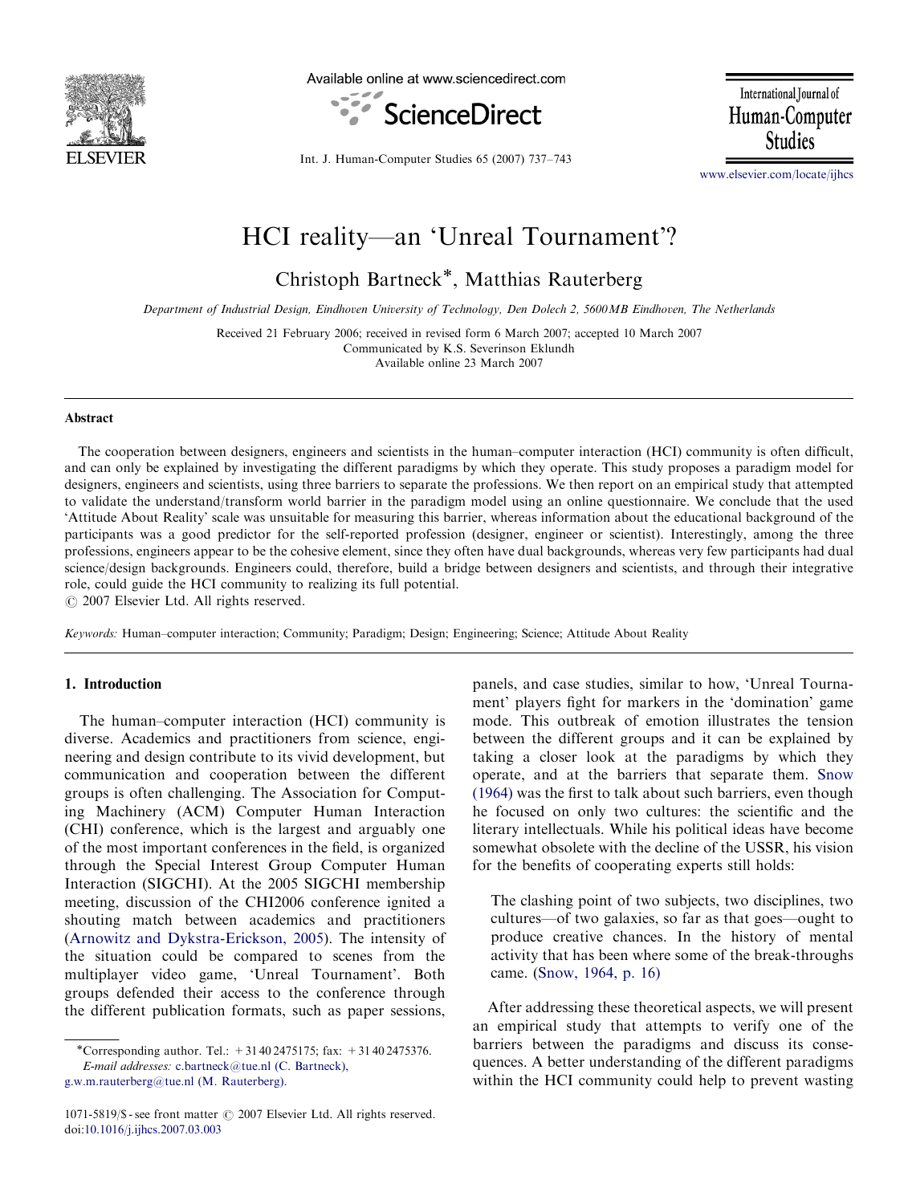# HCI reality—an 'Unreal Tournament'?

Christoph Bartneck*, Matthias Rauterberg

*Department of Industrial Design, Eindhoven University of Technology, Den Dolech 2, 5600MB Eindhoven, The Netherlands*

Received 21 February 2006; received in revised form 6 March 2007; accepted 10 March 2007
Communicated by K.S. Severinson Eklundh
Available online 23 March 2007

## Abstract

The cooperation between designers, engineers and scientists in the human–computer interaction (HCI) community is often difficult, and can only be explained by investigating the different paradigms by which they operate. This study proposes a paradigm model for designers, engineers and scientists, using three barriers to separate the professions. We then report on an empirical study that attempted to validate the understand/transform world barrier in the paradigm model using an online questionnaire. We conclude that the used 'Attitude About Reality' scale was unsuitable for measuring this barrier, whereas information about the educational background of the participants was a good predictor for the self-reported profession (designer, engineer or scientist). Interestingly, among the three professions, engineers appear to be the cohesive element, since they often have dual backgrounds, whereas very few participants had dual science/design backgrounds. Engineers could, therefore, build a bridge between designers and scientists, and through their integrative role, could guide the HCI community to realizing its full potential.
© 2007 Elsevier Ltd. All rights reserved.

*Keywords:* Human–computer interaction; Community; Paradigm; Design; Engineering; Science; Attitude About Reality

## 1. Introduction

The human–computer interaction (HCI) community is diverse. Academics and practitioners from science, engineering and design contribute to its vivid development, but communication and cooperation between the different groups is often challenging. The Association for Computing Machinery (ACM) Computer Human Interaction (CHI) conference, which is the largest and arguably one of the most important conferences in the field, is organized through the Special Interest Group Computer Human Interaction (SIGCHI). At the 2005 SIGCHI membership meeting, discussion of the CHI2006 conference ignited a shouting match between academics and practitioners (Arnowitz and Dykstra-Erickson, 2005). The intensity of the situation could be compared to scenes from the multiplayer video game, 'Unreal Tournament'. Both groups defended their access to the conference through the different publication formats, such as paper sessions, panels, and case studies, similar to how, 'Unreal Tournament' players fight for markers in the 'domination' game mode. This outbreak of emotion illustrates the tension between the different groups and it can be explained by taking a closer look at the paradigms by which they operate, and at the barriers that separate them. Snow (1964) was the first to talk about such barriers, even though he focused on only two cultures: the scientific and the literary intellectuals. While his political ideas have become somewhat obsolete with the decline of the USSR, his vision for the benefits of cooperating experts still holds:

> The clashing point of two subjects, two disciplines, two cultures—of two galaxies, so far as that goes—ought to produce creative chances. In the history of mental activity that has been where some of the break-throughs came. (Snow, 1964, p. 16)

After addressing these theoretical aspects, we will present an empirical study that attempts to verify one of the barriers between the paradigms and discuss its consequences. A better understanding of the different paradigms within the HCI community could help to prevent wasting

*Corresponding author. Tel.: +31 40 2475175; fax: +31 40 2475376.
*E-mail addresses:* c.bartneck@tue.nl (C. Bartneck), g.w.m.rauterberg@tue.nl (M. Rauterberg).

1071-5819/$ - see front matter © 2007 Elsevier Ltd. All rights reserved.
doi:10.1016/j.ijhcs.2007.03.003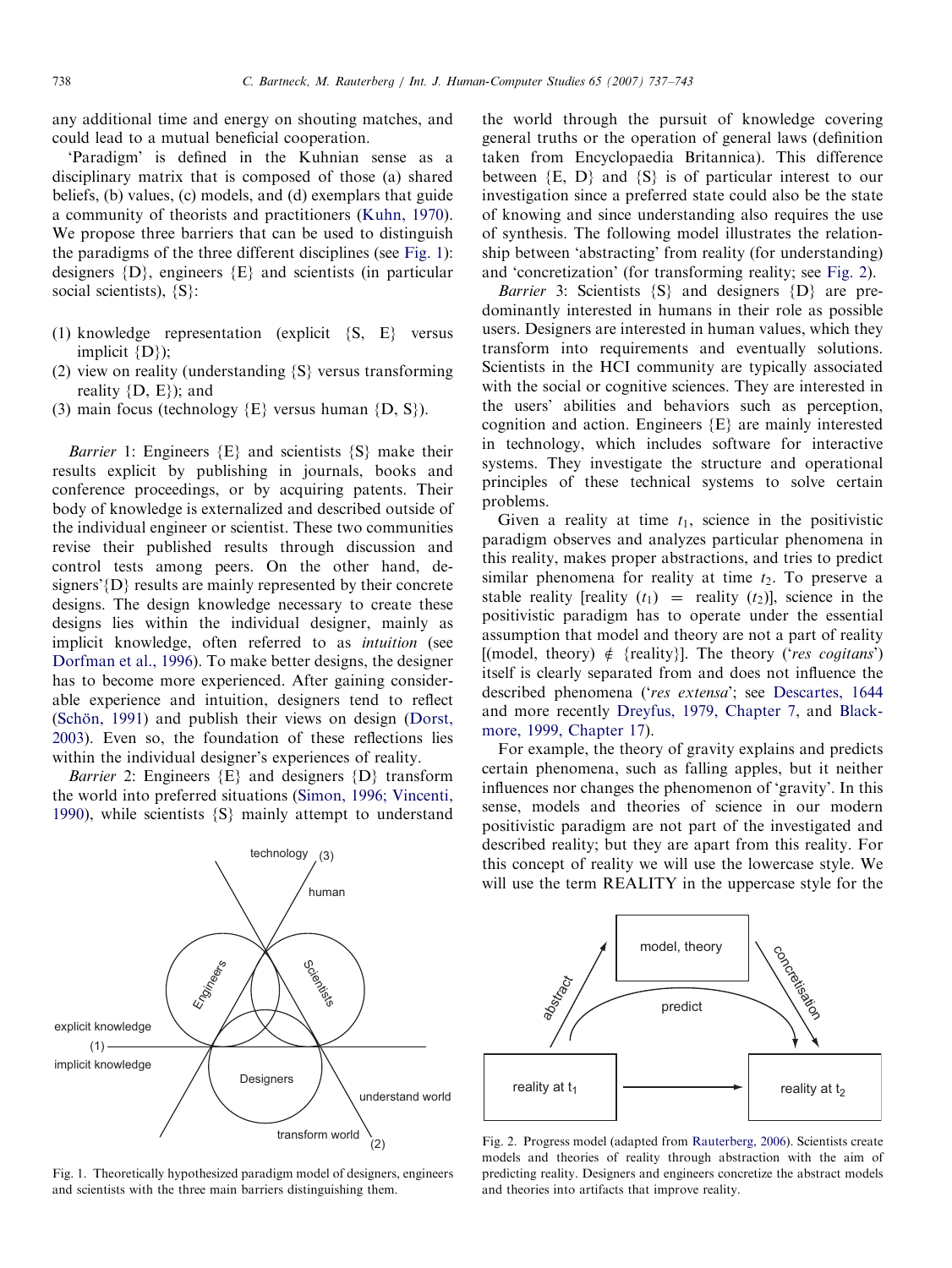any additional time and energy on shouting matches, and could lead to a mutual beneficial cooperation.

'Paradigm' is defined in the Kuhnian sense as a disciplinary matrix that is composed of those (a) shared beliefs, (b) values, (c) models, and (d) exemplars that guide a community of theorists and practitioners (Kuhn, 1970). We propose three barriers that can be used to distinguish the paradigms of the three different disciplines (see Fig. 1): designers {D}, engineers {E} and scientists (in particular social scientists), {S}:

1. knowledge representation (explicit {S, E} versus implicit {D});
2. view on reality (understanding {S} versus transforming reality {D, E}); and
3. main focus (technology {E} versus human {D, S}).

*Barrier* 1: Engineers {E} and scientists {S} make their results explicit by publishing in journals, books and conference proceedings, or by acquiring patents. Their body of knowledge is externalized and described outside of the individual engineer or scientist. These two communities revise their published results through discussion and control tests among peers. On the other hand, designers'{D} results are mainly represented by their concrete designs. The design knowledge necessary to create these designs lies within the individual designer, mainly as implicit knowledge, often referred to as *intuition* (see Dorfman et al., 1996). To make better designs, the designer has to become more experienced. After gaining considerable experience and intuition, designers tend to reflect (Schön, 1991) and publish their views on design (Dorst, 2003). Even so, the foundation of these reflections lies within the individual designer's experiences of reality.

*Barrier* 2: Engineers {E} and designers {D} transform the world into preferred situations (Simon, 1996; Vincenti, 1990), while scientists {S} mainly attempt to understand the world through the pursuit of knowledge covering general truths or the operation of general laws (definition taken from Encyclopaedia Britannica). This difference between {E, D} and {S} is of particular interest to our investigation since a preferred state could also be the state of knowing and since understanding also requires the use of synthesis. The following model illustrates the relationship between 'abstracting' from reality (for understanding) and 'concretization' (for transforming reality; see Fig. 2).

*Barrier* 3: Scientists {S} and designers {D} are predominantly interested in humans in their role as possible users. Designers are interested in human values, which they transform into requirements and eventually solutions. Scientists in the HCI community are typically associated with the social or cognitive sciences. They are interested in the users' abilities and behaviors such as perception, cognition and action. Engineers {E} are mainly interested in technology, which includes software for interactive systems. They investigate the structure and operational principles of these technical systems to solve certain problems.

Given a reality at time $t_1$, science in the positivistic paradigm observes and analyzes particular phenomena in this reality, makes proper abstractions, and tries to predict similar phenomena for reality at time $t_2$. To preserve a stable reality [reality ($t_1$) = reality ($t_2$)], science in the positivistic paradigm has to operate under the essential assumption that model and theory are not a part of reality [(model, theory) $\notin$ {reality}]. The theory ('*res cogitans*') itself is clearly separated from and does not influence the described phenomena ('*res extensa*'; see Descartes, 1644 and more recently Dreyfus, 1979, Chapter 7, and Blackmore, 1999, Chapter 17).

For example, the theory of gravity explains and predicts certain phenomena, such as falling apples, but it neither influences nor changes the phenomenon of 'gravity'. In this sense, models and theories of science in our modern positivistic paradigm are not part of the investigated and described reality; but they are apart from this reality. For this concept of reality we will use the lowercase style. We will use the term REALITY in the uppercase style for the

Fig. 1. Theoretically hypothesized paradigm model of designers, engineers and scientists with the three main barriers distinguishing them.

Fig. 2. Progress model (adapted from Rauterberg, 2006). Scientists create models and theories of reality through abstraction with the aim of predicting reality. Designers and engineers concretize the abstract models and theories into artifacts that improve reality.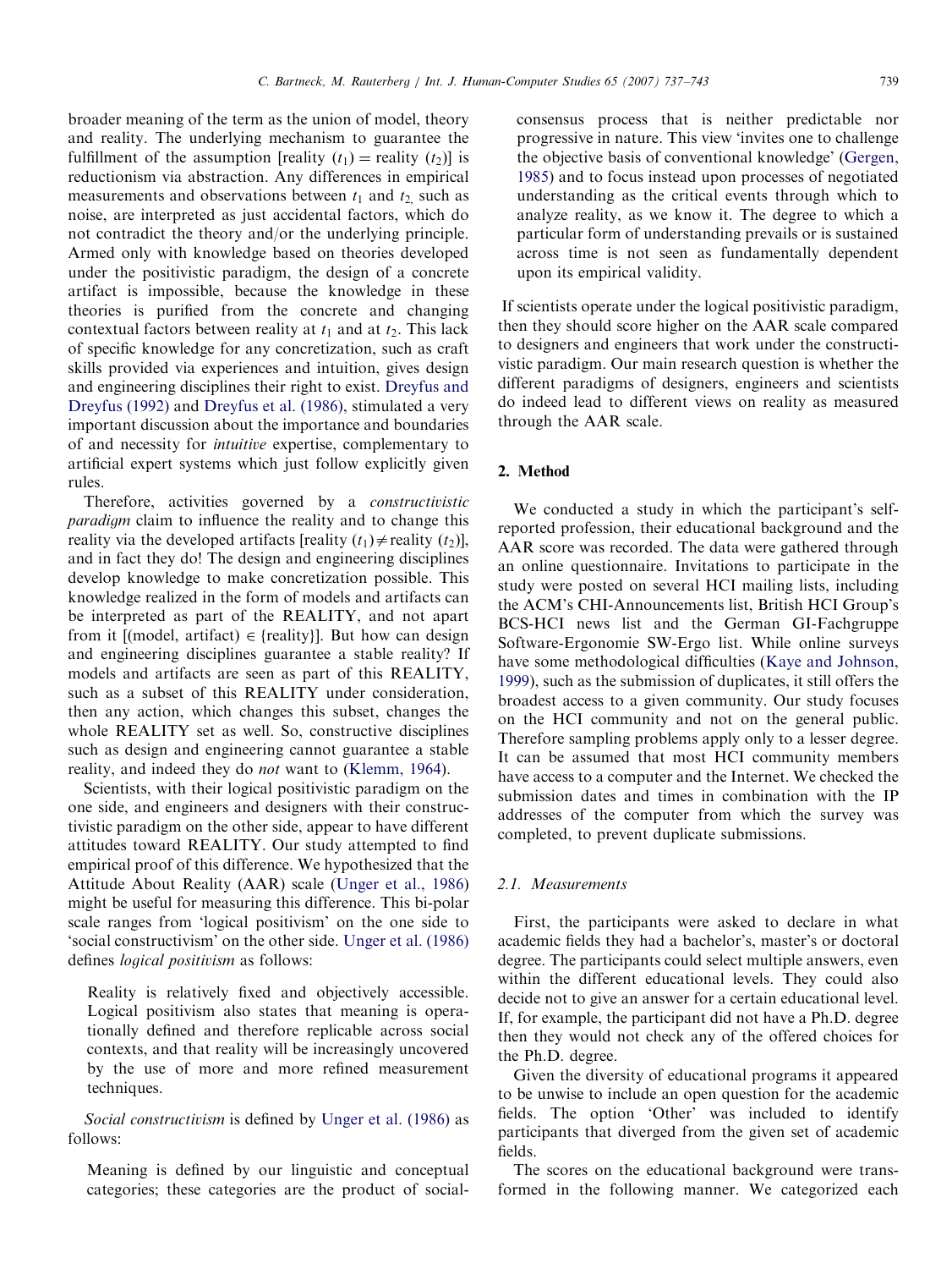broader meaning of the term as the union of model, theory and reality. The underlying mechanism to guarantee the fulfillment of the assumption [reality ($t_1$) = reality ($t_2$)] is reductionism via abstraction. Any differences in empirical measurements and observations between $t_1$ and $t_2$, such as noise, are interpreted as just accidental factors, which do not contradict the theory and/or the underlying principle. Armed only with knowledge based on theories developed under the positivistic paradigm, the design of a concrete artifact is impossible, because the knowledge in these theories is purified from the concrete and changing contextual factors between reality at $t_1$ and at $t_2$. This lack of specific knowledge for any concretization, such as craft skills provided via experiences and intuition, gives design and engineering disciplines their right to exist. Dreyfus and Dreyfus (1992) and Dreyfus et al. (1986), stimulated a very important discussion about the importance and boundaries of and necessity for *intuitive* expertise, complementary to artificial expert systems which just follow explicitly given rules.

Therefore, activities governed by a *constructivistic paradigm* claim to influence the reality and to change this reality via the developed artifacts [reality ($t_1$) $\neq$ reality ($t_2$)], and in fact they do! The design and engineering disciplines develop knowledge to make concretization possible. This knowledge realized in the form of models and artifacts can be interpreted as part of the REALITY, and not apart from it [(model, artifact) $\in$ {reality}]. But how can design and engineering disciplines guarantee a stable reality? If models and artifacts are seen as part of this REALITY, such as a subset of this REALITY under consideration, then any action, which changes this subset, changes the whole REALITY set as well. So, constructive disciplines such as design and engineering cannot guarantee a stable reality, and indeed they do *not* want to (Klemm, 1964).

Scientists, with their logical positivistic paradigm on the one side, and engineers and designers with their constructivistic paradigm on the other side, appear to have different attitudes toward REALITY. Our study attempted to find empirical proof of this difference. We hypothesized that the Attitude About Reality (AAR) scale (Unger et al., 1986) might be useful for measuring this difference. This bi-polar scale ranges from 'logical positivism' on the one side to 'social constructivism' on the other side. Unger et al. (1986) defines *logical positivism* as follows:

> Reality is relatively fixed and objectively accessible. Logical positivism also states that meaning is operationally defined and therefore replicable across social contexts, and that reality will be increasingly uncovered by the use of more and more refined measurement techniques.

*Social constructivism* is defined by Unger et al. (1986) as follows:

> Meaning is defined by our linguistic and conceptual categories; these categories are the product of social-consensus process that is neither predictable nor progressive in nature. This view 'invites one to challenge the objective basis of conventional knowledge' (Gergen, 1985) and to focus instead upon processes of negotiated understanding as the critical events through which to analyze reality, as we know it. The degree to which a particular form of understanding prevails or is sustained across time is not seen as fundamentally dependent upon its empirical validity.

If scientists operate under the logical positivistic paradigm, then they should score higher on the AAR scale compared to designers and engineers that work under the constructivistic paradigm. Our main research question is whether the different paradigms of designers, engineers and scientists do indeed lead to different views on reality as measured through the AAR scale.

## 2. Method

We conducted a study in which the participant's self-reported profession, their educational background and the AAR score was recorded. The data were gathered through an online questionnaire. Invitations to participate in the study were posted on several HCI mailing lists, including the ACM's CHI-Announcements list, British HCI Group's BCS-HCI news list and the German GI-Fachgruppe Software-Ergonomie SW-Ergo list. While online surveys have some methodological difficulties (Kaye and Johnson, 1999), such as the submission of duplicates, it still offers the broadest access to a given community. Our study focuses on the HCI community and not on the general public. Therefore sampling problems apply only to a lesser degree. It can be assumed that most HCI community members have access to a computer and the Internet. We checked the submission dates and times in combination with the IP addresses of the computer from which the survey was completed, to prevent duplicate submissions.

### 2.1. Measurements

First, the participants were asked to declare in what academic fields they had a bachelor's, master's or doctoral degree. The participants could select multiple answers, even within the different educational levels. They could also decide not to give an answer for a certain educational level. If, for example, the participant did not have a Ph.D. degree then they would not check any of the offered choices for the Ph.D. degree.

Given the diversity of educational programs it appeared to be unwise to include an open question for the academic fields. The option 'Other' was included to identify participants that diverged from the given set of academic fields.

The scores on the educational background were transformed in the following manner. We categorized each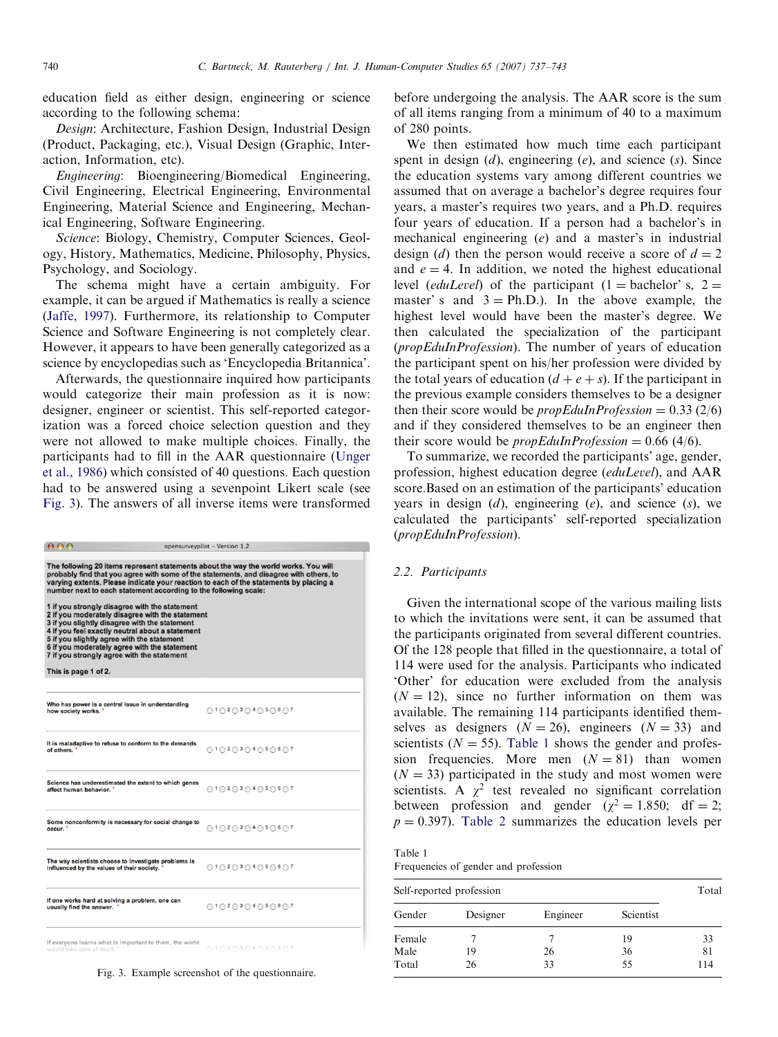education field as either design, engineering or science according to the following schema:

*Design*: Architecture, Fashion Design, Industrial Design (Product, Packaging, etc.), Visual Design (Graphic, Interaction, Information, etc).

*Engineering*: Bioengineering/Biomedical Engineering, Civil Engineering, Electrical Engineering, Environmental Engineering, Material Science and Engineering, Mechanical Engineering, Software Engineering.

*Science*: Biology, Chemistry, Computer Sciences, Geology, History, Mathematics, Medicine, Philosophy, Physics, Psychology, and Sociology.

The schema might have a certain ambiguity. For example, it can be argued if Mathematics is really a science (Jaffe, 1997). Furthermore, its relationship to Computer Science and Software Engineering is not completely clear. However, it appears to have been generally categorized as a science by encyclopedias such as 'Encyclopedia Britannica'.

Afterwards, the questionnaire inquired how participants would categorize their main profession as it is now: designer, engineer or scientist. This self-reported categorization was a forced choice selection question and they were not allowed to make multiple choices. Finally, the participants had to fill in the AAR questionnaire (Unger et al., 1986) which consisted of 40 questions. Each question had to be answered using a sevenpoint Likert scale (see Fig. 3). The answers of all inverse items were transformed before undergoing the analysis. The AAR score is the sum of all items ranging from a minimum of 40 to a maximum of 280 points.

Fig. 3. Example screenshot of the questionnaire.

We then estimated how much time each participant spent in design ($d$), engineering ($e$), and science ($s$). Since the education systems vary among different countries we assumed that on average a bachelor's degree requires four years, a master's requires two years, and a Ph.D. requires four years of education. If a person had a bachelor's in mechanical engineering ($e$) and a master's in industrial design ($d$) then the person would receive a score of $d = 2$ and $e = 4$. In addition, we noted the highest educational level (*eduLevel*) of the participant (1 = bachelor' s, 2 = master' s and 3 = Ph.D.). In the above example, the highest level would have been the master's degree. We then calculated the specialization of the participant (*propEduInProfession*). The number of years of education the participant spent on his/her profession were divided by the total years of education ($d + e + s$). If the participant in the previous example considers themselves to be a designer then their score would be *propEduInProfession* = 0.33 (2/6) and if they considered themselves to be an engineer then their score would be *propEduInProfession* = 0.66 (4/6).

To summarize, we recorded the participants' age, gender, profession, highest education degree (*eduLevel*), and AAR score.Based on an estimation of the participants' education years in design ($d$), engineering ($e$), and science ($s$), we calculated the participants' self-reported specialization (*propEduInProfession*).

### 2.2. Participants

Given the international scope of the various mailing lists to which the invitations were sent, it can be assumed that the participants originated from several different countries. Of the 128 people that filled in the questionnaire, a total of 114 were used for the analysis. Participants who indicated 'Other' for education were excluded from the analysis ($N = 12$), since no further information on them was available. The remaining 114 participants identified themselves as designers ($N = 26$), engineers ($N = 33$) and scientists ($N = 55$). Table 1 shows the gender and profession frequencies. More men ($N = 81$) than women ($N = 33$) participated in the study and most women were scientists. A $\chi^2$ test revealed no significant correlation between profession and gender ($\chi^2 = 1.850$; df = 2; $p = 0.397$). Table 2 summarizes the education levels per

Table 1
Frequencies of gender and profession

| | Self-reported profession | | | Total |
|---|---|---|---|---|
| Gender | Designer | Engineer | Scientist | |
| Female | 7 | 7 | 19 | 33 |
| Male | 19 | 26 | 36 | 81 |
| Total | 26 | 33 | 55 | 114 |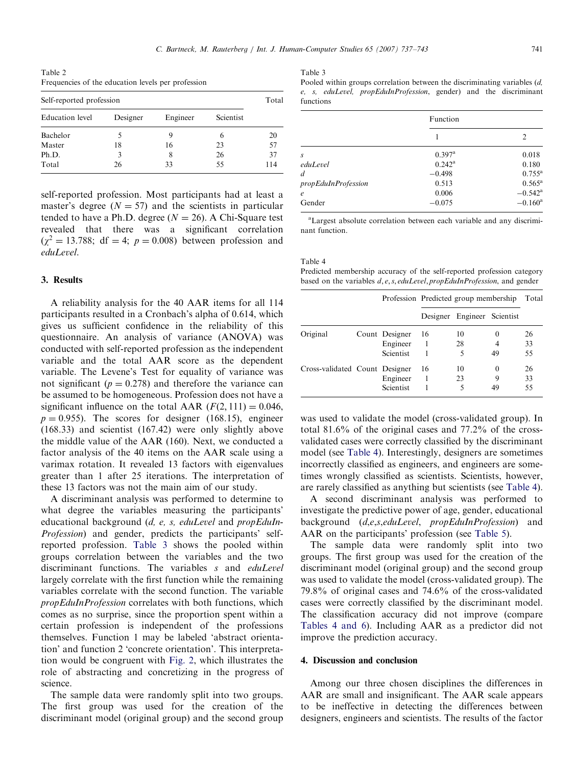Table 2
Frequencies of the education levels per profession

| Self-reported profession | | | | Total |
|---|---|---|---|---|
| Education level | Designer | Engineer | Scientist | |
| Bachelor | 5 | 9 | 6 | 20 |
| Master | 18 | 16 | 23 | 57 |
| Ph.D. | 3 | 8 | 26 | 37 |
| Total | 26 | 33 | 55 | 114 |

self-reported profession. Most participants had at least a master's degree ($N = 57$) and the scientists in particular tended to have a Ph.D. degree ($N = 26$). A Chi-Square test revealed that there was a significant correlation ($\chi^2 = 13.788$; df $= 4$; $p = 0.008$) between profession and *eduLevel*.

## 3. Results

A reliability analysis for the 40 AAR items for all 114 participants resulted in a Cronbach's alpha of 0.614, which gives us sufficient confidence in the reliability of this questionnaire. An analysis of variance (ANOVA) was conducted with self-reported profession as the independent variable and the total AAR score as the dependent variable. The Levene's Test for equality of variance was not significant ($p = 0.278$) and therefore the variance can be assumed to be homogeneous. Profession does not have a significant influence on the total AAR ($F(2, 111) = 0.046$, $p = 0.955$). The scores for designer (168.15), engineer (168.33) and scientist (167.42) were only slightly above the middle value of the AAR (160). Next, we conducted a factor analysis of the 40 items on the AAR scale using a varimax rotation. It revealed 13 factors with eigenvalues greater than 1 after 25 iterations. The interpretation of these 13 factors was not the main aim of our study.

A discriminant analysis was performed to determine to what degree the variables measuring the participants' educational background (*d, e, s, eduLevel* and *propEduInProfession*) and gender, predicts the participants' self-reported profession. Table 3 shows the pooled within groups correlation between the variables and the two discriminant functions. The variables *s* and *eduLevel* largely correlate with the first function while the remaining variables correlate with the second function. The variable *propEduInProfession* correlates with both functions, which comes as no surprise, since the proportion spent within a certain profession is independent of the professions themselves. Function 1 may be labeled 'abstract orientation' and function 2 'concrete orientation'. This interpretation would be congruent with Fig. 2, which illustrates the role of abstracting and concretizing in the progress of science.

The sample data were randomly split into two groups. The first group was used for the creation of the discriminant model (original group) and the second group was used to validate the model (cross-validated group). In total 81.6% of the original cases and 77.2% of the cross-validated cases were correctly classified by the discriminant model (see Table 4). Interestingly, designers are sometimes incorrectly classified as engineers, and engineers are sometimes wrongly classified as scientists. Scientists, however, are rarely classified as anything but scientists (see Table 4).

A second discriminant analysis was performed to investigate the predictive power of age, gender, educational background (*d,e,s,eduLevel*, *propEduInProfession*) and AAR on the participants' profession (see Table 5).

The sample data were randomly split into two groups. The first group was used for the creation of the discriminant model (original group) and the second group was used to validate the model (cross-validated group). The 79.8% of original cases and 74.6% of the cross-validated cases were correctly classified by the discriminant model. The classification accuracy did not improve (compare Tables 4 and 6). Including AAR as a predictor did not improve the prediction accuracy.

Table 3
Pooled within groups correlation between the discriminating variables (*d, e, s, eduLevel, propEduInProfession*, gender) and the discriminant functions

| | Function | |
|---|---|---|
| | 1 | 2 |
| *s* | 0.397[a] | 0.018 |
| *eduLevel* | 0.242[a] | 0.180 |
| *d* | −0.498 | 0.755[a] |
| *propEduInProfession* | 0.513 | 0.565[a] |
| *e* | 0.006 | −0.542[a] |
| Gender | −0.075 | −0.160[a] |

[a]Largest absolute correlation between each variable and any discriminant function.

Table 4
Predicted membership accuracy of the self-reported profession category based on the variables $d, e, s$, *eduLevel*, *propEduInProfession*, and gender

| | | Profession | Predicted group membership | | | Total |
|---|---|---|---|---|---|---|
| | | | Designer | Engineer | Scientist | |
| Original | Count | Designer | 16 | 10 | 0 | 26 |
| | | Engineer | 1 | 28 | 4 | 33 |
| | | Scientist | 1 | 5 | 49 | 55 |
| Cross-validated | Count | Designer | 16 | 10 | 0 | 26 |
| | | Engineer | 1 | 23 | 9 | 33 |
| | | Scientist | 1 | 5 | 49 | 55 |

## 4. Discussion and conclusion

Among our three chosen disciplines the differences in AAR are small and insignificant. The AAR scale appears to be ineffective in detecting the differences between designers, engineers and scientists. The results of the factor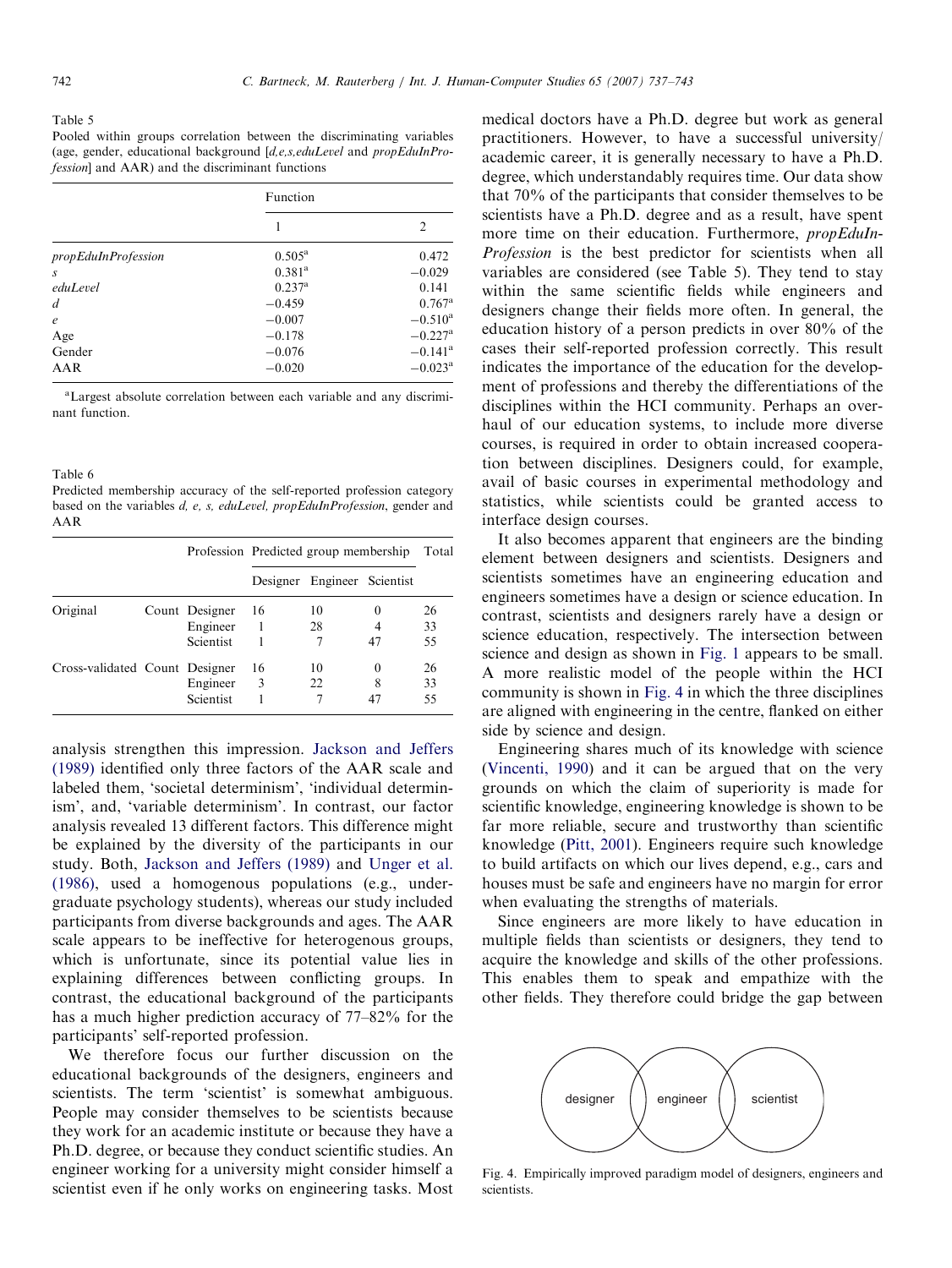Table 5
Pooled within groups correlation between the discriminating variables (age, gender, educational background [*d,e,s,eduLevel* and *propEduInProfession*] and AAR) and the discriminant functions

| | Function | |
|---|---|---|
| | 1 | 2 |
| *propEduInProfession* | 0.505[a] | 0.472 |
| *s* | 0.381[a] | −0.029 |
| *eduLevel* | 0.237[a] | 0.141 |
| *d* | −0.459 | 0.767[a] |
| *e* | −0.007 | −0.510[a] |
| Age | −0.178 | −0.227[a] |
| Gender | −0.076 | −0.141[a] |
| AAR | −0.020 | −0.023[a] |

[a]Largest absolute correlation between each variable and any discriminant function.

Table 6
Predicted membership accuracy of the self-reported profession category based on the variables *d, e, s, eduLevel, propEduInProfession*, gender and AAR

| | | Profession | Predicted group membership | | | Total |
|---|---|---|---|---|---|---|
| | | | Designer | Engineer | Scientist | |
| Original | Count | Designer | 16 | 10 | 0 | 26 |
| | | Engineer | 1 | 28 | 4 | 33 |
| | | Scientist | 1 | 7 | 47 | 55 |
| Cross-validated | Count | Designer | 16 | 10 | 0 | 26 |
| | | Engineer | 3 | 22 | 8 | 33 |
| | | Scientist | 1 | 7 | 47 | 55 |

analysis strengthen this impression. Jackson and Jeffers (1989) identified only three factors of the AAR scale and labeled them, 'societal determinism', 'individual determinism', and, 'variable determinism'. In contrast, our factor analysis revealed 13 different factors. This difference might be explained by the diversity of the participants in our study. Both, Jackson and Jeffers (1989) and Unger et al. (1986), used a homogenous populations (e.g., undergraduate psychology students), whereas our study included participants from diverse backgrounds and ages. The AAR scale appears to be ineffective for heterogenous groups, which is unfortunate, since its potential value lies in explaining differences between conflicting groups. In contrast, the educational background of the participants has a much higher prediction accuracy of 77–82% for the participants' self-reported profession.

We therefore focus our further discussion on the educational backgrounds of the designers, engineers and scientists. The term 'scientist' is somewhat ambiguous. People may consider themselves to be scientists because they work for an academic institute or because they have a Ph.D. degree, or because they conduct scientific studies. An engineer working for a university might consider himself a scientist even if he only works on engineering tasks. Most medical doctors have a Ph.D. degree but work as general practitioners. However, to have a successful university/academic career, it is generally necessary to have a Ph.D. degree, which understandably requires time. Our data show that 70% of the participants that consider themselves to be scientists have a Ph.D. degree and as a result, have spent more time on their education. Furthermore, *propEduInProfession* is the best predictor for scientists when all variables are considered (see Table 5). They tend to stay within the same scientific fields while engineers and designers change their fields more often. In general, the education history of a person predicts in over 80% of the cases their self-reported profession correctly. This result indicates the importance of the education for the development of professions and thereby the differentiations of the disciplines within the HCI community. Perhaps an overhaul of our education systems, to include more diverse courses, is required in order to obtain increased cooperation between disciplines. Designers could, for example, avail of basic courses in experimental methodology and statistics, while scientists could be granted access to interface design courses.

It also becomes apparent that engineers are the binding element between designers and scientists. Designers and scientists sometimes have an engineering education and engineers sometimes have a design or science education. In contrast, scientists and designers rarely have a design or science education, respectively. The intersection between science and design as shown in Fig. 1 appears to be small. A more realistic model of the people within the HCI community is shown in Fig. 4 in which the three disciplines are aligned with engineering in the centre, flanked on either side by science and design.

Engineering shares much of its knowledge with science (Vincenti, 1990) and it can be argued that on the very grounds on which the claim of superiority is made for scientific knowledge, engineering knowledge is shown to be far more reliable, secure and trustworthy than scientific knowledge (Pitt, 2001). Engineers require such knowledge to build artifacts on which our lives depend, e.g., cars and houses must be safe and engineers have no margin for error when evaluating the strengths of materials.

Since engineers are more likely to have education in multiple fields than scientists or designers, they tend to acquire the knowledge and skills of the other professions. This enables them to speak and empathize with the other fields. They therefore could bridge the gap between

designer engineer scientist

Fig. 4. Empirically improved paradigm model of designers, engineers and scientists.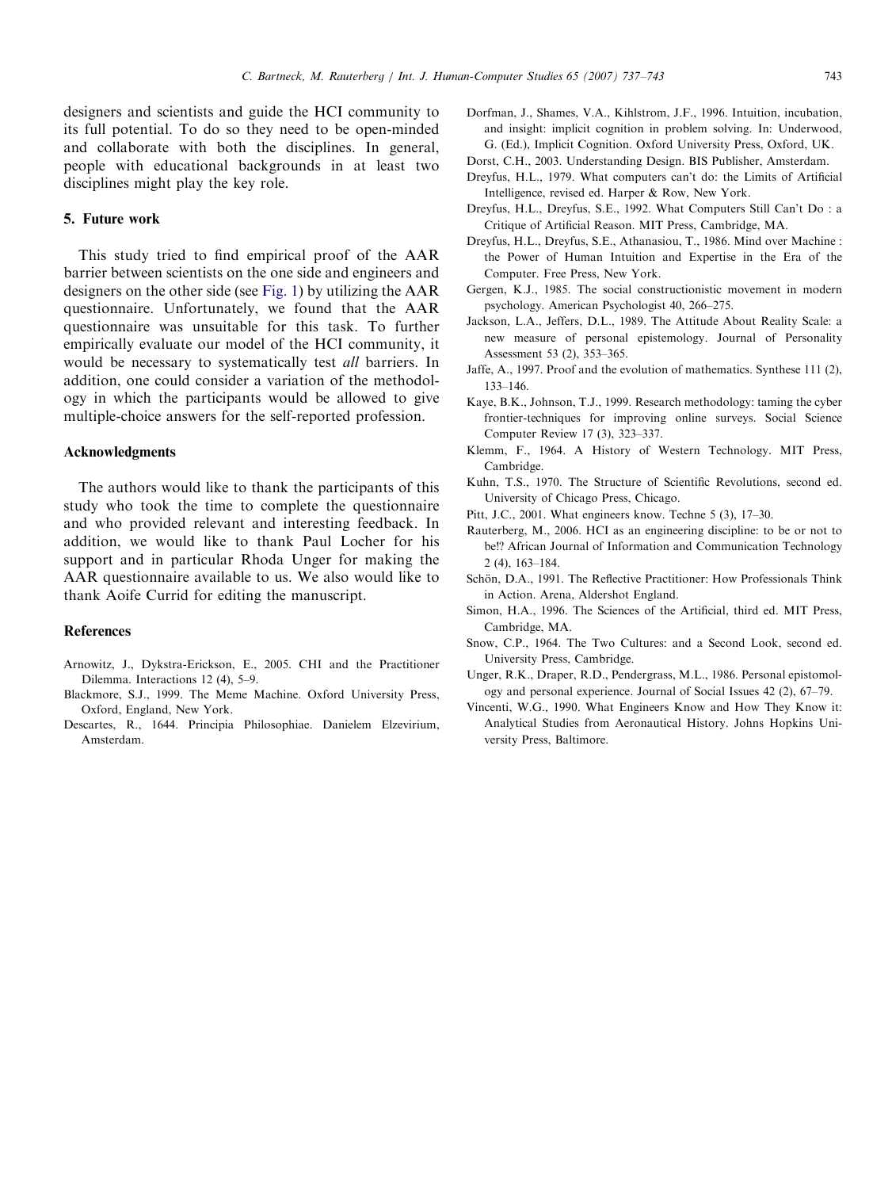designers and scientists and guide the HCI community to its full potential. To do so they need to be open-minded and collaborate with both the disciplines. In general, people with educational backgrounds in at least two disciplines might play the key role.

## 5. Future work

This study tried to find empirical proof of the AAR barrier between scientists on the one side and engineers and designers on the other side (see Fig. 1) by utilizing the AAR questionnaire. Unfortunately, we found that the AAR questionnaire was unsuitable for this task. To further empirically evaluate our model of the HCI community, it would be necessary to systematically test *all* barriers. In addition, one could consider a variation of the methodology in which the participants would be allowed to give multiple-choice answers for the self-reported profession.

## Acknowledgments

The authors would like to thank the participants of this study who took the time to complete the questionnaire and who provided relevant and interesting feedback. In addition, we would like to thank Paul Locher for his support and in particular Rhoda Unger for making the AAR questionnaire available to us. We also would like to thank Aoife Currid for editing the manuscript.

## References

Arnowitz, J., Dykstra-Erickson, E., 2005. CHI and the Practitioner Dilemma. Interactions 12 (4), 5–9.

Blackmore, S.J., 1999. The Meme Machine. Oxford University Press, Oxford, England, New York.

Descartes, R., 1644. Principia Philosophiae. Danielem Elzevirium, Amsterdam.

Dorfman, J., Shames, V.A., Kihlstrom, J.F., 1996. Intuition, incubation, and insight: implicit cognition in problem solving. In: Underwood, G. (Ed.), Implicit Cognition. Oxford University Press, Oxford, UK.

Dorst, C.H., 2003. Understanding Design. BIS Publisher, Amsterdam.

Dreyfus, H.L., 1979. What computers can't do: the Limits of Artificial Intelligence, revised ed. Harper & Row, New York.

Dreyfus, H.L., Dreyfus, S.E., 1992. What Computers Still Can't Do : a Critique of Artificial Reason. MIT Press, Cambridge, MA.

Dreyfus, H.L., Dreyfus, S.E., Athanasiou, T., 1986. Mind over Machine : the Power of Human Intuition and Expertise in the Era of the Computer. Free Press, New York.

Gergen, K.J., 1985. The social constructionistic movement in modern psychology. American Psychologist 40, 266–275.

Jackson, L.A., Jeffers, D.L., 1989. The Attitude About Reality Scale: a new measure of personal epistemology. Journal of Personality Assessment 53 (2), 353–365.

Jaffe, A., 1997. Proof and the evolution of mathematics. Synthese 111 (2), 133–146.

Kaye, B.K., Johnson, T.J., 1999. Research methodology: taming the cyber frontier-techniques for improving online surveys. Social Science Computer Review 17 (3), 323–337.

Klemm, F., 1964. A History of Western Technology. MIT Press, Cambridge.

Kuhn, T.S., 1970. The Structure of Scientific Revolutions, second ed. University of Chicago Press, Chicago.

Pitt, J.C., 2001. What engineers know. Techne 5 (3), 17–30.

Rauterberg, M., 2006. HCI as an engineering discipline: to be or not to be!? African Journal of Information and Communication Technology 2 (4), 163–184.

Schön, D.A., 1991. The Reflective Practitioner: How Professionals Think in Action. Arena, Aldershot England.

Simon, H.A., 1996. The Sciences of the Artificial, third ed. MIT Press, Cambridge, MA.

Snow, C.P., 1964. The Two Cultures: and a Second Look, second ed. University Press, Cambridge.

Unger, R.K., Draper, R.D., Pendergrass, M.L., 1986. Personal epistomology and personal experience. Journal of Social Issues 42 (2), 67–79.

Vincenti, W.G., 1990. What Engineers Know and How They Know it: Analytical Studies from Aeronautical History. Johns Hopkins University Press, Baltimore.